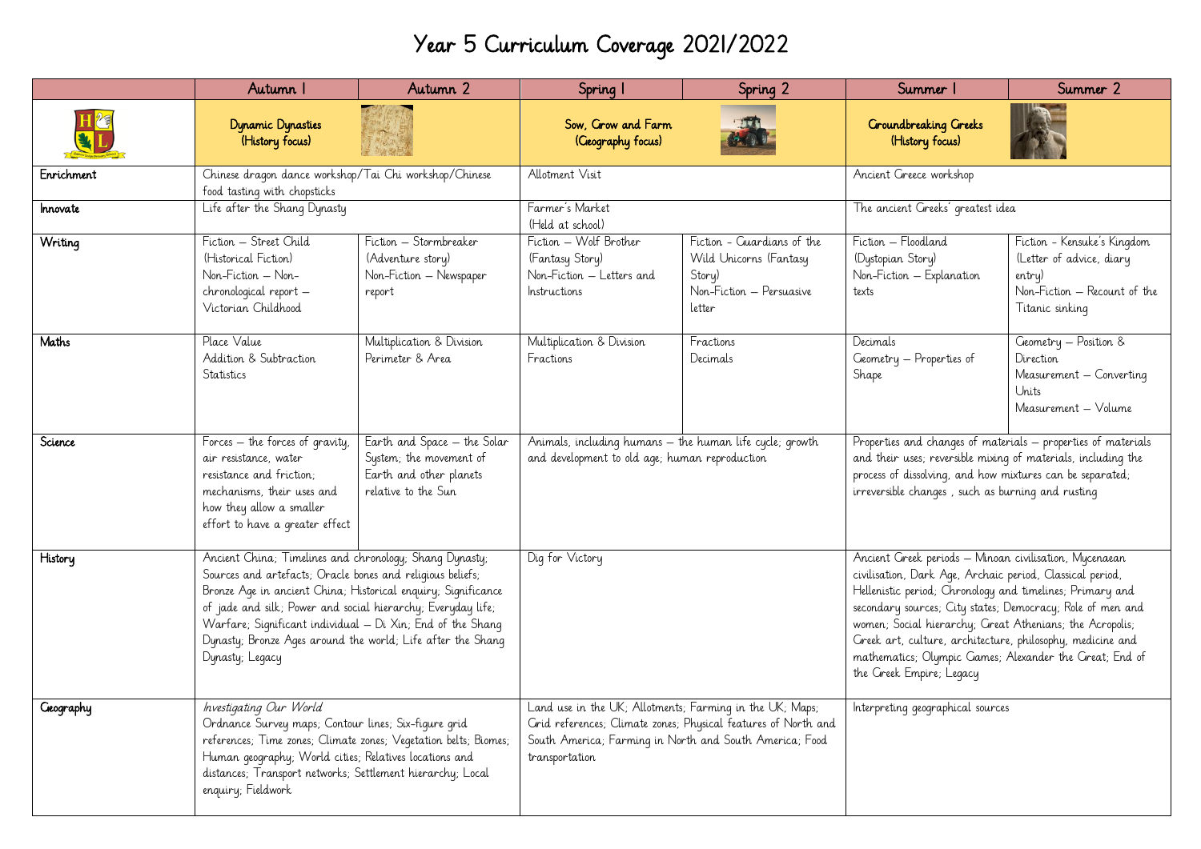# Year 5 Curriculum Coverage 2021/2022

| | Autumn 1 | Autumn 2 | Spring 1 | Spring 2 | Summer 1 | Summer 2 |
|---|---|---|---|---|---|---|
| | Dynamic Dynasties (History focus) | | Sow, Grow and Farm (Geography focus) | | Groundbreaking Greeks (History focus) | |
| Enrichment | Chinese dragon dance workshop/Tai Chi workshop/Chinese food tasting with chopsticks | | Allotment Visit | | Ancient Greece workshop | |
| Innovate | Life after the Shang Dynasty | | Farmer's Market (Held at school) | | The ancient Greeks' greatest idea | |
| Writing | Fiction – Street Child (Historical Fiction) Non-Fiction – Non-chronological report – Victorian Childhood | Fiction – Stormbreaker (Adventure story) Non-Fiction – Newspaper report | Fiction – Wolf Brother (Fantasy Story) Non-Fiction – Letters and Instructions | Fiction - Guardians of the Wild Unicorns (Fantasy Story) Non-Fiction – Persuasive letter | Fiction – Floodland (Dystopian Story) Non-Fiction – Explanation texts | Fiction - Kensuke's Kingdom (Letter of advice, diary entry) Non-Fiction – Recount of the Titanic sinking |
| Maths | Place Value Addition & Subtraction Statistics | Multiplication & Division Perimeter & Area | Multiplication & Division Fractions | Fractions Decimals | Decimals Geometry – Properties of Shape | Geometry – Position & Direction Measurement – Converting Units Measurement – Volume |
| Science | Forces – the forces of gravity, air resistance, water resistance and friction; mechanisms, their uses and how they allow a smaller effort to have a greater effect | Earth and Space – the Solar System; the movement of Earth and other planets relative to the Sun | Animals, including humans – the human life cycle; growth and development to old age; human reproduction | | Properties and changes of materials – properties of materials and their uses; reversible mixing of materials, including the process of dissolving, and how mixtures can be separated; irreversible changes , such as burning and rusting | |
| History | Ancient China; Timelines and chronology; Shang Dynasty; Sources and artefacts; Oracle bones and religious beliefs; Bronze Age in ancient China; Historical enquiry; Significance of jade and silk; Power and social hierarchy; Everyday life; Warfare; Significant individual – Di Xin; End of the Shang Dynasty; Bronze Ages around the world; Life after the Shang Dynasty; Legacy | | Dig for Victory | | Ancient Greek periods – Minoan civilisation, Mycenaean civilisation, Dark Age, Archaic period, Classical period, Hellenistic period; Chronology and timelines; Primary and secondary sources; City states; Democracy; Role of men and women; Social hierarchy; Great Athenians; the Acropolis; Greek art, culture, architecture, philosophy, medicine and mathematics; Olympic Games; Alexander the Great; End of the Greek Empire; Legacy | |
| Geography | *Investigating Our World* Ordnance Survey maps; Contour lines; Six-figure grid references; Time zones; Climate zones; Vegetation belts; Biomes; Human geography; World cities; Relatives locations and distances; Transport networks; Settlement hierarchy; Local enquiry; Fieldwork | | Land use in the UK; Allotments; Farming in the UK; Maps; Grid references; Climate zones; Physical features of North and South America; Farming in North and South America; Food transportation | | Interpreting geographical sources | |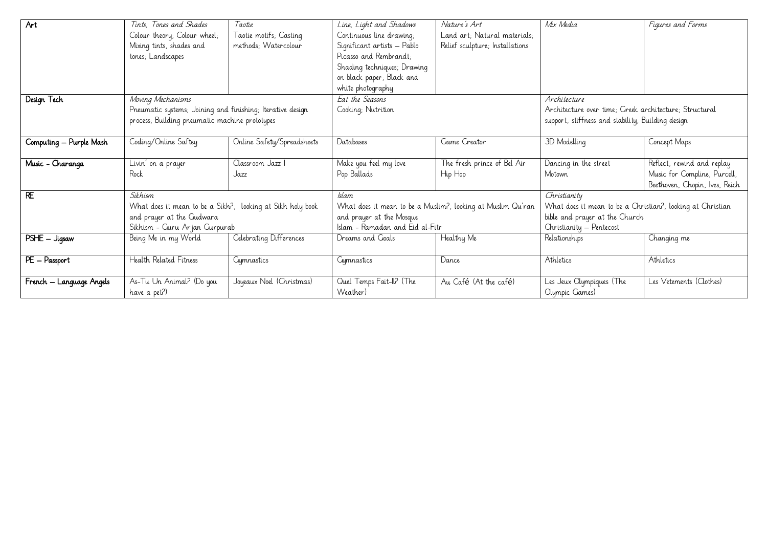| | | | | | | |
|---|---|---|---|---|---|---|
| Art | *Tints, Tones and Shades* Colour theory; Colour wheel; Mixing tints, shades and tones; Landscapes | *Taotie* Taotie motifs; Casting methods; Watercolour | *Line, Light and Shadows* Continuous line drawing; Significant artists – Pablo Picasso and Rembrandt; Shading techniques; Drawing on black paper; Black and white photography | *Nature's Art* Land art; Natural materials; Relief sculpture; Installations | *Mix Media* | *Figures and Forms* |
| Design Tech | *Moving Mechanisms* Pneumatic systems; Joining and finishing; Iterative design process; Building pneumatic machine prototypes | | *Eat the Seasons* Cooking; Nutrition | | *Architecture* Architecture over time; Greek architecture; Structural support, stiffness and stability; Building design | |
| Computing – Purple Mash | Coding/Online Saftey | Online Safety/Spreadsheets | Databases | Game Creator | 3D Modelling | Concept Maps |
| Music - Charanga | Livin' on a prayer Rock | Classroom Jazz I Jazz | Make you feel my love Pop Ballads | The fresh prince of Bel Air Hip Hop | Dancing in the street Motown | Reflect, rewind and replay Music for Compline, Purcell, Beethoven, Chopin, Ives, Reich |
| RE | *Sikhism* What does it mean to be a Sikh?; looking at Sikh holy book and prayer at the Gudwara Sikhism - Guru Arjan Gurpurab | | *Islam* What does it mean to be a Muslim?; looking at Muslim Qu'ran and prayer at the Mosque Islam - Ramadan and Eid al-Fitr | | *Christianity* What does it mean to be a Christian?; looking at Christian bible and prayer at the Church Christianity – Pentecost | |
| PSHE – Jigsaw | Being Me in my World | Celebrating Differences | Dreams and Goals | Healthy Me | Relationships | Changing me |
| PE – Passport | Health Related Fitness | Gymnastics | Gymnastics | Dance | Athletics | Athletics |
| French – Language Angels | As-Tu Un Animal? (Do you have a pet?) | Joyeaux Noel (Christmas) | Quel Temps Fait-Il? (The Weather) | Au Café (At the café) | Les Jeux Olympiques (The Olympic Games) | Les Vetements (Clothes) |